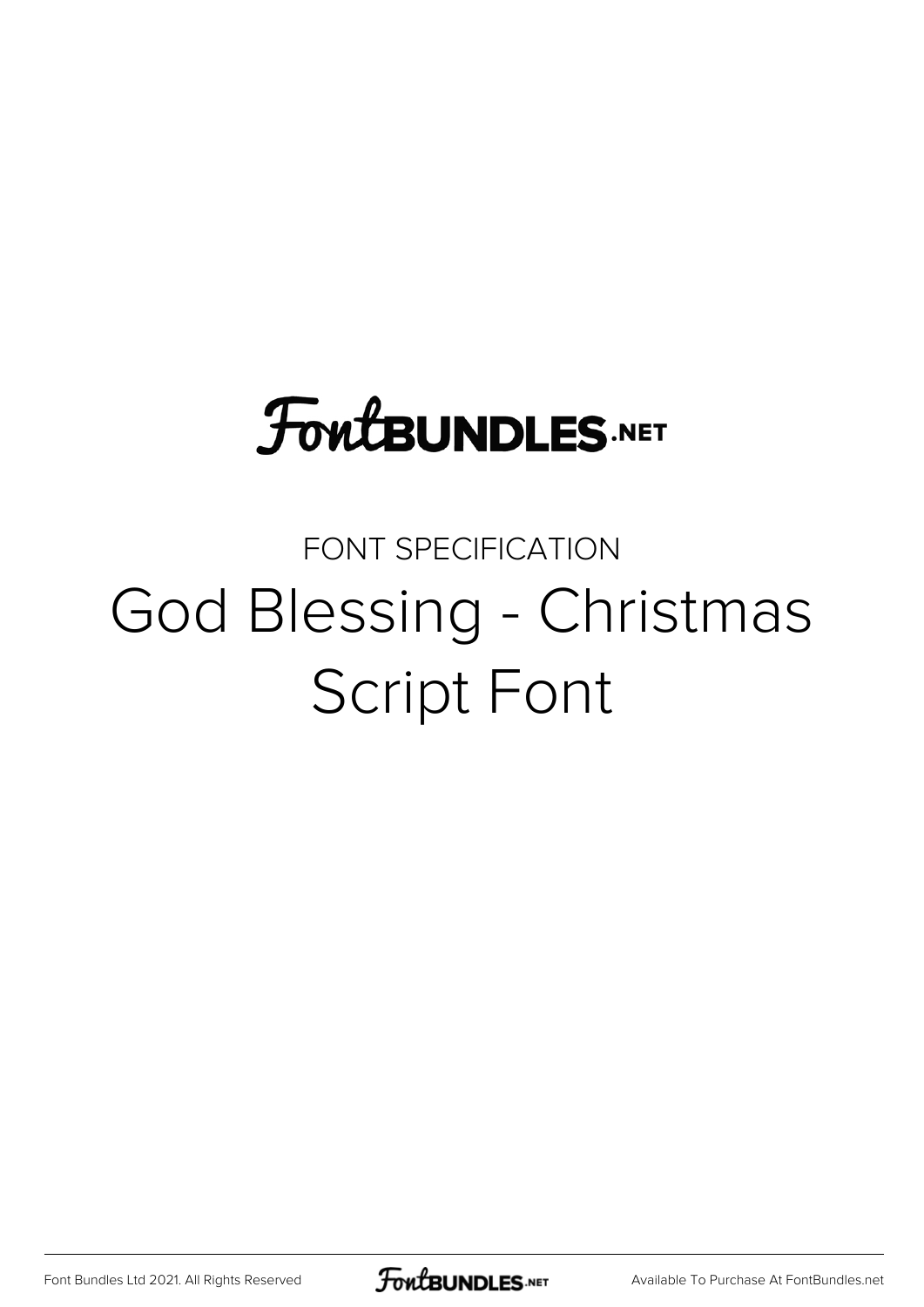FontBUNDLES.NET

FONT SPECIFICATION

# God Blessing - Christmas Script Font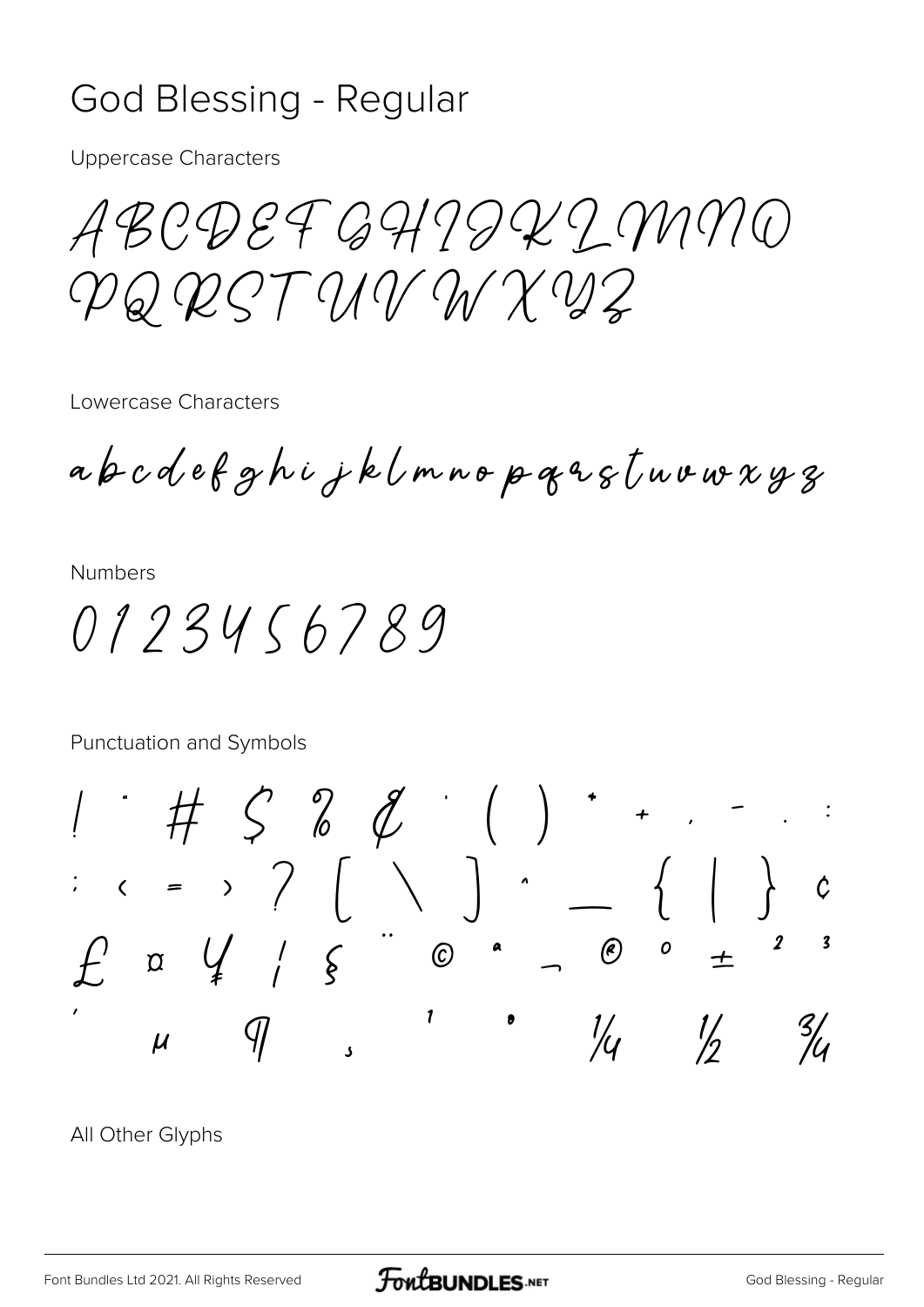# God Blessing - Regular

Uppercase Characters

ABCDEFGHIJKLMNO
PQRSTUVWXYZ

Lowercase Characters

abcdefghijklmnopqrstuvwxyz

Numbers

0123456789

Punctuation and Symbols

! " # $ % & ' ( ) * + , - . :
; < = > ? [ \ ] ^ _ { | } ¢
£ ¤ ¥ ¦ § ¨ © ª ¬ ® ° ± ² ³
´ µ ¶ ¸ ¹ º ¼ ½ ¾

All Other Glyphs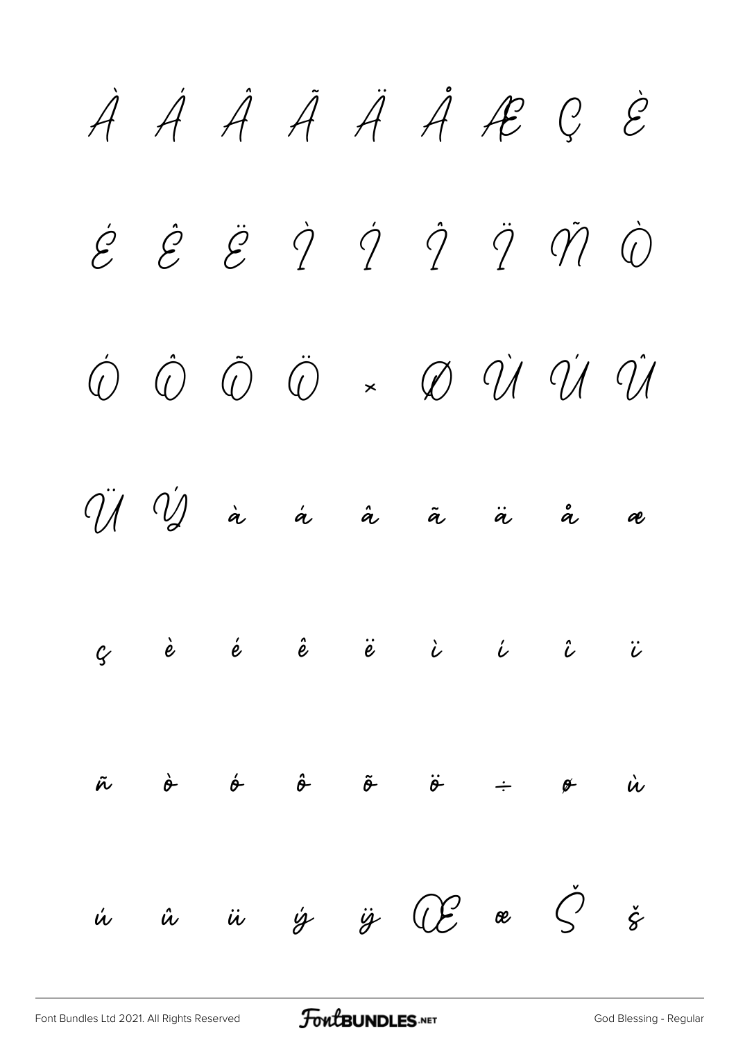À Á Â Ã Ä Å Æ Ç È

É Ê Ë Ì Í Î Ï Ñ Ò

Ó Ô Õ Ö × Ø Ù Ú Û

Ü Ý à á â ã ä å æ

ç è é ê ë ì í î ï

ñ ò ó ô õ ö ÷ ø ù

ú û ü ý ÿ Œ œ Š š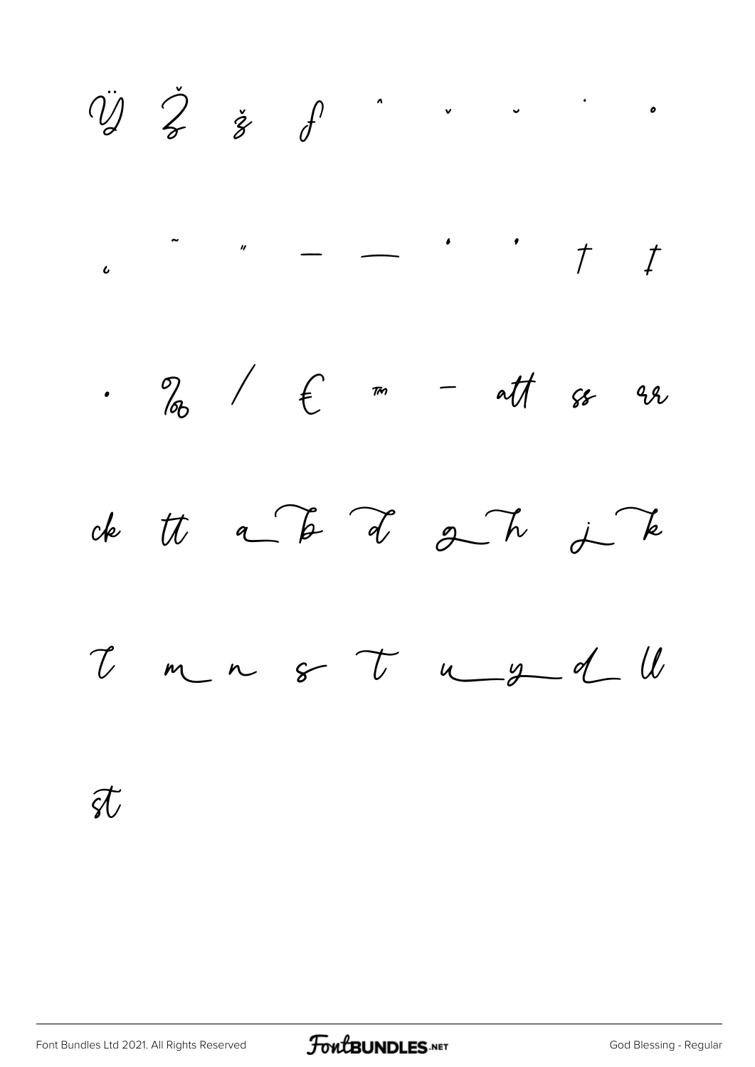Ÿ Ž ž ƒ ˆ ˇ ˘ ˙ ˚

˛ ˜ ˝ – — ' ' † ‡

• ‰ ⁄ € ™ − att ss ar

ck tt a b d g h j k

l m n s t u y d ll

st